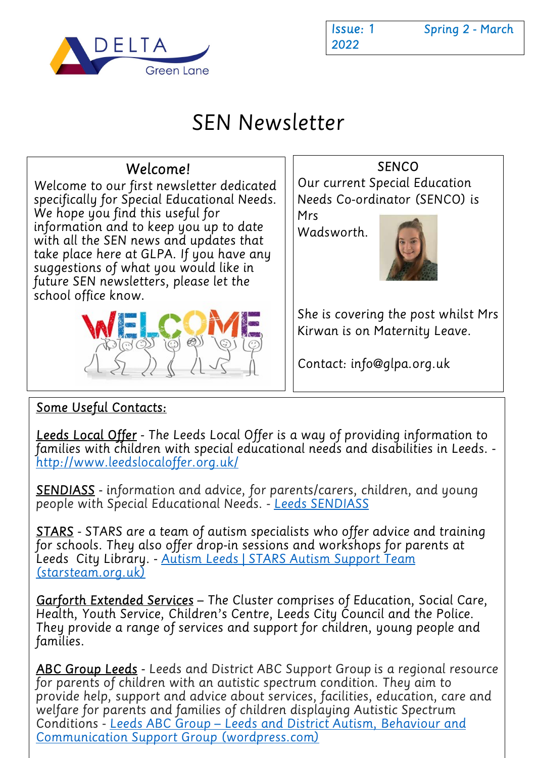DELTA Green Lane

Issue: 1 Spring 2 - March 2022

# SEN Newsletter

## Welcome!

Welcome to our first newsletter dedicated specifically for Special Educational Needs. We hope you find this useful for information and to keep you up to date with all the SEN news and updates that take place here at GLPA. If you have any suggestions of what you would like in future SEN newsletters, please let the school office know.

## SENCO

Our current Special Education Needs Co-ordinator (SENCO) is Mrs Wadsworth.

She is covering the post whilst Mrs Kirwan is on Maternity Leave.

Contact: info@glpa.org.uk

## Some Useful Contacts:

**Leeds Local Offer** - The Leeds Local Offer is a way of providing information to families with children with special educational needs and disabilities in Leeds. - [http://www.leedslocaloffer.org.uk/](http://www.leedslocaloffer.org.uk/)

**SENDIASS** - information and advice, for parents/carers, children, and young people with Special Educational Needs. - Leeds SENDIASS

**STARS** - STARS are a team of autism specialists who offer advice and training for schools. They also offer drop-in sessions and workshops for parents at Leeds City Library. - Autism Leeds | STARS Autism Support Team (starsteam.org.uk)

**Garforth Extended Services** – The Cluster comprises of Education, Social Care, Health, Youth Service, Children's Centre, Leeds City Council and the Police. They provide a range of services and support for children, young people and families.

**ABC Group Leeds** - Leeds and District ABC Support Group is a regional resource for parents of children with an autistic spectrum condition. They aim to provide help, support and advice about services, facilities, education, care and welfare for parents and families of children displaying Autistic Spectrum Conditions - Leeds ABC Group – Leeds and District Autism, Behaviour and Communication Support Group (wordpress.com)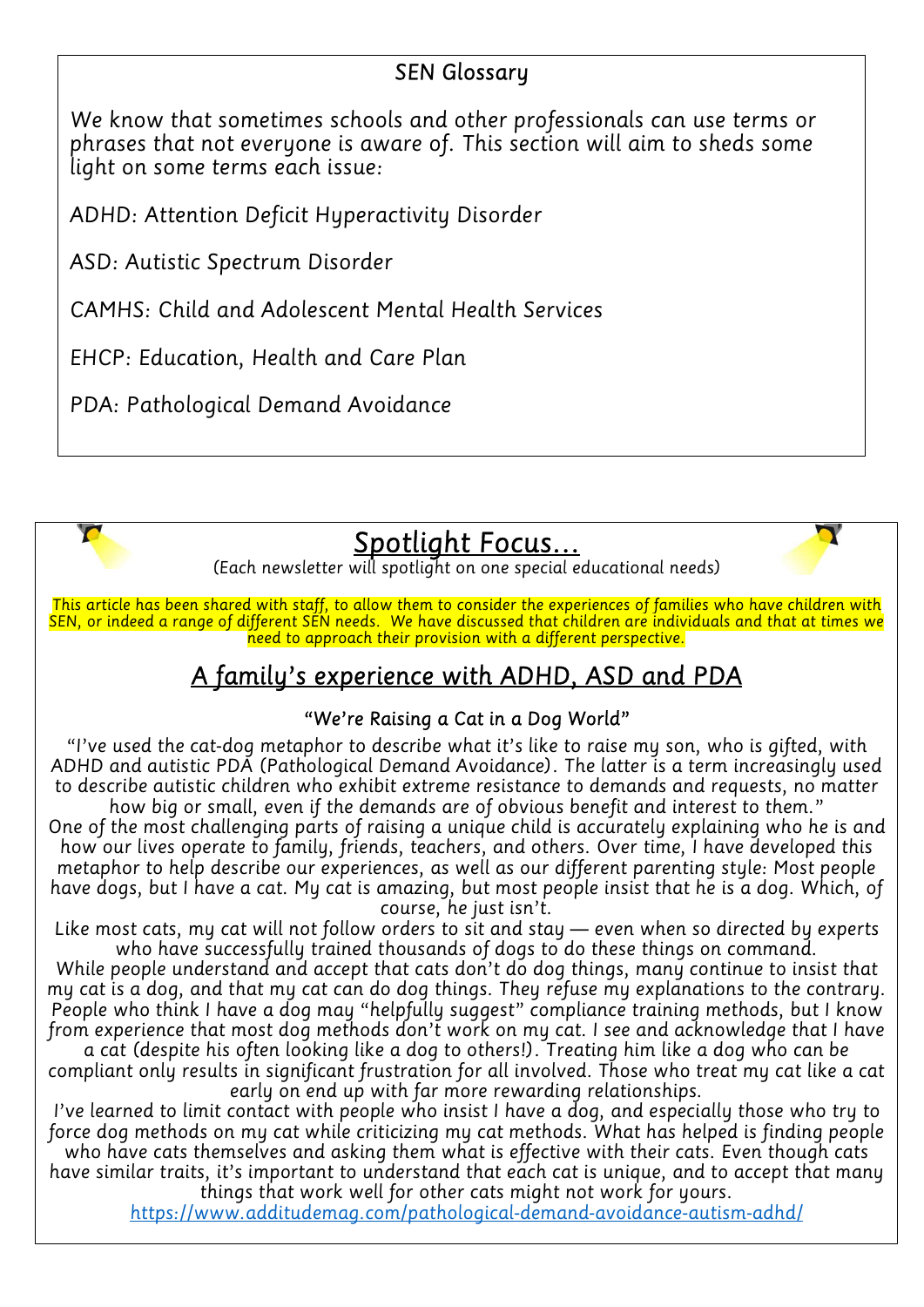## SEN Glossary

We know that sometimes schools and other professionals can use terms or phrases that not everyone is aware of. This section will aim to sheds some light on some terms each issue:

ADHD: Attention Deficit Hyperactivity Disorder

ASD: Autistic Spectrum Disorder

CAMHS: Child and Adolescent Mental Health Services

EHCP: Education, Health and Care Plan

PDA: Pathological Demand Avoidance

## Spotlight Focus…

(Each newsletter will spotlight on one special educational needs)

This article has been shared with staff, to allow them to consider the experiences of families who have children with SEN, or indeed a range of different SEN needs. We have discussed that children are individuals and that at times we need to approach their provision with a different perspective.

### A family's experience with ADHD, ASD and PDA

"We're Raising a Cat in a Dog World"

"I've used the cat-dog metaphor to describe what it's like to raise my son, who is gifted, with ADHD and autistic PDA (Pathological Demand Avoidance). The latter is a term increasingly used to describe autistic children who exhibit extreme resistance to demands and requests, no matter how big or small, even if the demands are of obvious benefit and interest to them."

One of the most challenging parts of raising a unique child is accurately explaining who he is and how our lives operate to family, friends, teachers, and others. Over time, I have developed this metaphor to help describe our experiences, as well as our different parenting style: Most people have dogs, but I have a cat. My cat is amazing, but most people insist that he is a dog. Which, of course, he just isn't.

Like most cats, my cat will not follow orders to sit and stay — even when so directed by experts who have successfully trained thousands of dogs to do these things on command.

While people understand and accept that cats don't do dog things, many continue to insist that my cat is a dog, and that my cat can do dog things. They refuse my explanations to the contrary. People who think I have a dog may "helpfully suggest" compliance training methods, but I know from experience that most dog methods don't work on my cat. I see and acknowledge that I have a cat (despite his often looking like a dog to others!). Treating him like a dog who can be compliant only results in significant frustration for all involved. Those who treat my cat like a cat early on end up with far more rewarding relationships.

I've learned to limit contact with people who insist I have a dog, and especially those who try to force dog methods on my cat while criticizing my cat methods. What has helped is finding people who have cats themselves and asking them what is effective with their cats. Even though cats have similar traits, it's important to understand that each cat is unique, and to accept that many things that work well for other cats might not work for yours.

https://www.additudemag.com/pathological-demand-avoidance-autism-adhd/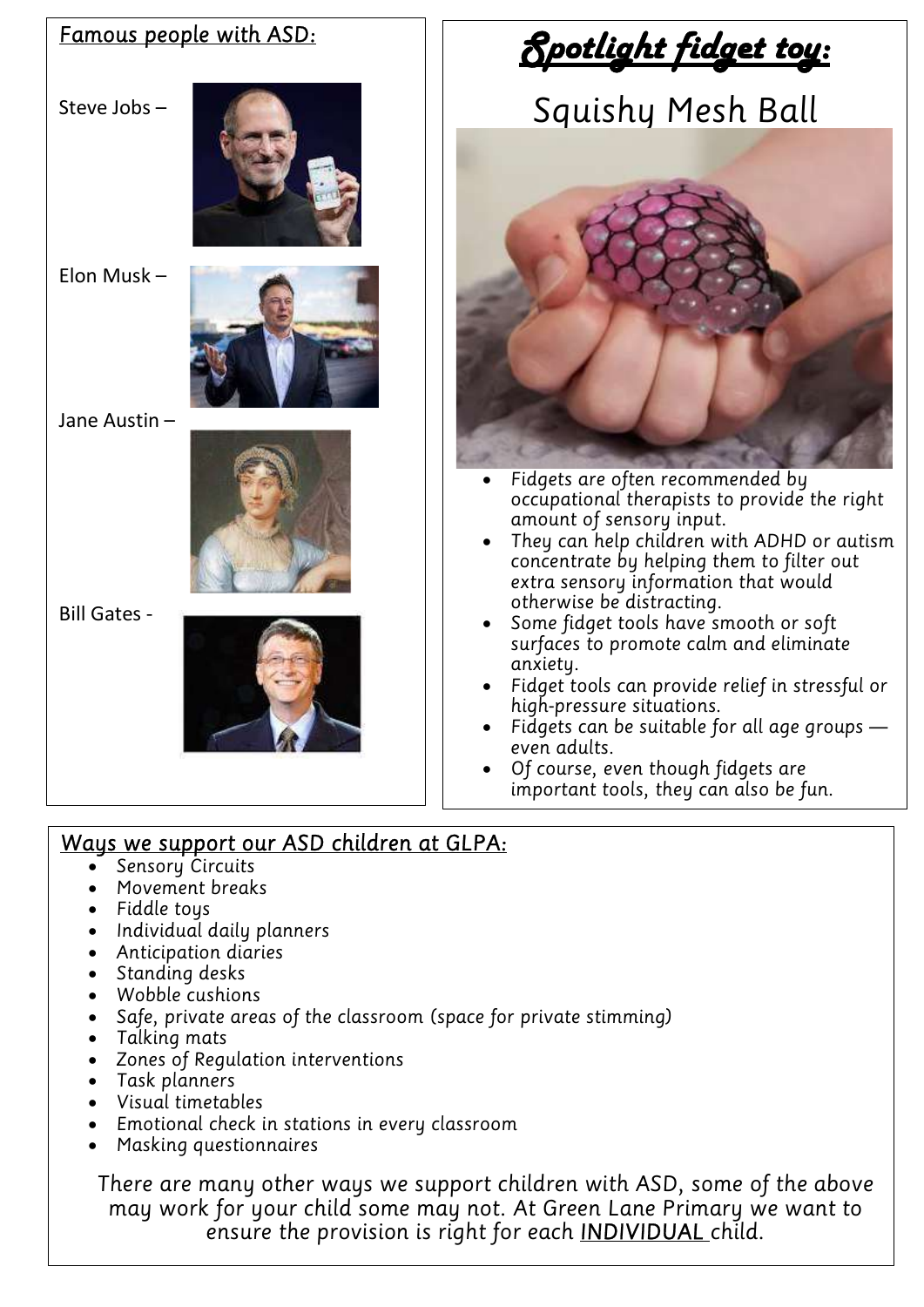## Famous people with ASD:

Steve Jobs –

Elon Musk –

Jane Austin –

Bill Gates -

## *Spotlight fidget toy:*

### Squishy Mesh Ball

- *Fidgets are often recommended by occupational therapists to provide the right amount of sensory input.*
- *They can help children with ADHD or autism concentrate by helping them to filter out extra sensory information that would otherwise be distracting.*
- *Some fidget tools have smooth or soft surfaces to promote calm and eliminate anxiety.*
- *Fidget tools can provide relief in stressful or high-pressure situations.*
- *Fidgets can be suitable for all age groups — even adults.*
- *Of course, even though fidgets are important tools, they can also be fun.*

## Ways we support our ASD children at GLPA:

- *Sensory Circuits*
- *Movement breaks*
- *Fiddle toys*
- *Individual daily planners*
- *Anticipation diaries*
- *Standing desks*
- *Wobble cushions*
- *Safe, private areas of the classroom (space for private stimming)*
- *Talking mats*
- *Zones of Regulation interventions*
- *Task planners*
- *Visual timetables*
- *Emotional check in stations in every classroom*
- *Masking questionnaires*

There are many other ways we support children with ASD, some of the above may work for your child some may not. At Green Lane Primary we want to ensure the provision is right for each INDIVIDUAL child.